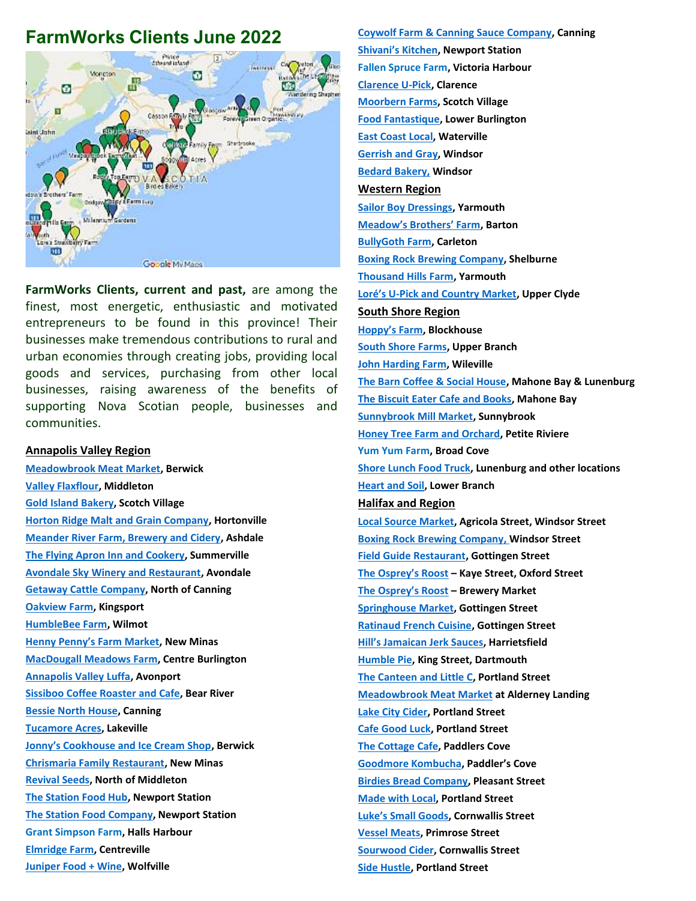# FarmWorks Clients June 2022

**FarmWorks Clients, current and past,** are among the finest, most energetic, enthusiastic and motivated entrepreneurs to be found in this province! Their businesses make tremendous contributions to rural and urban economies through creating jobs, providing local goods and services, purchasing from other local businesses, raising awareness of the benefits of supporting Nova Scotian people, businesses and communities.

## Annapolis Valley Region

- Meadowbrook Meat Market, **Berwick**
- Valley Flaxflour, **Middleton**
- Gold Island Bakery, **Scotch Village**
- Horton Ridge Malt and Grain Company, **Hortonville**
- Meander River Farm, Brewery and Cidery, **Ashdale**
- The Flying Apron Inn and Cookery, **Summerville**
- Avondale Sky Winery and Restaurant, **Avondale**
- Getaway Cattle Company, **North of Canning**
- Oakview Farm, **Kingsport**
- HumbleBee Farm, **Wilmot**
- Henny Penny's Farm Market, **New Minas**
- MacDougall Meadows Farm, **Centre Burlington**
- Annapolis Valley Luffa, **Avonport**
- Sissiboo Coffee Roaster and Cafe, **Bear River**
- Bessie North House, **Canning**
- Tucamore Acres, **Lakeville**
- Jonny's Cookhouse and Ice Cream Shop, **Berwick**
- Chrismaria Family Restaurant, **New Minas**
- Revival Seeds, **North of Middleton**
- The Station Food Hub, **Newport Station**
- The Station Food Company, **Newport Station**
- Grant Simpson Farm, **Halls Harbour**
- Elmridge Farm, **Centreville**
- Juniper Food + Wine, **Wolfville**
- Coywolf Farm & Canning Sauce Company, **Canning**
- Shivani's Kitchen, **Newport Station**
- Fallen Spruce Farm, **Victoria Harbour**
- Clarence U-Pick, **Clarence**
- Moorbern Farms, **Scotch Village**
- Food Fantastique, **Lower Burlington**
- East Coast Local, **Waterville**
- Gerrish and Gray, **Windsor**
- Bedard Bakery, **Windsor**

## Western Region

- Sailor Boy Dressings, **Yarmouth**
- Meadow's Brothers' Farm, **Barton**
- BullyGoth Farm, **Carleton**
- Boxing Rock Brewing Company, **Shelburne**
- Thousand Hills Farm, **Yarmouth**
- Loré's U-Pick and Country Market, **Upper Clyde**

## South Shore Region

- Hoppy's Farm, **Blockhouse**
- South Shore Farms, **Upper Branch**
- John Harding Farm, **Wileville**
- The Barn Coffee & Social House, **Mahone Bay & Lunenburg**
- The Biscuit Eater Cafe and Books, **Mahone Bay**
- Sunnybrook Mill Market, **Sunnybrook**
- Honey Tree Farm and Orchard, **Petite Riviere**
- Yum Yum Farm, **Broad Cove**
- Shore Lunch Food Truck, **Lunenburg and other locations**
- Heart and Soil, **Lower Branch**

## Halifax and Region

- Local Source Market, **Agricola Street, Windsor Street**
- Boxing Rock Brewing Company, **Windsor Street**
- Field Guide Restaurant, **Gottingen Street**
- The Osprey's Roost **– Kaye Street, Oxford Street**
- The Osprey's Roost **– Brewery Market**
- Springhouse Market, **Gottingen Street**
- Ratinaud French Cuisine, **Gottingen Street**
- Hill's Jamaican Jerk Sauces, **Harrietsfield**
- Humble Pie, **King Street, Dartmouth**
- The Canteen and Little C, **Portland Street**
- Meadowbrook Meat Market **at Alderney Landing**
- Lake City Cider, **Portland Street**
- Cafe Good Luck, **Portland Street**
- The Cottage Cafe, **Paddlers Cove**
- Goodmore Kombucha, **Paddler's Cove**
- Birdies Bread Company, **Pleasant Street**
- Made with Local, **Portland Street**
- Luke's Small Goods, **Cornwallis Street**
- Vessel Meats, **Primrose Street**
- Sourwood Cider, **Cornwallis Street**
- Side Hustle, **Portland Street**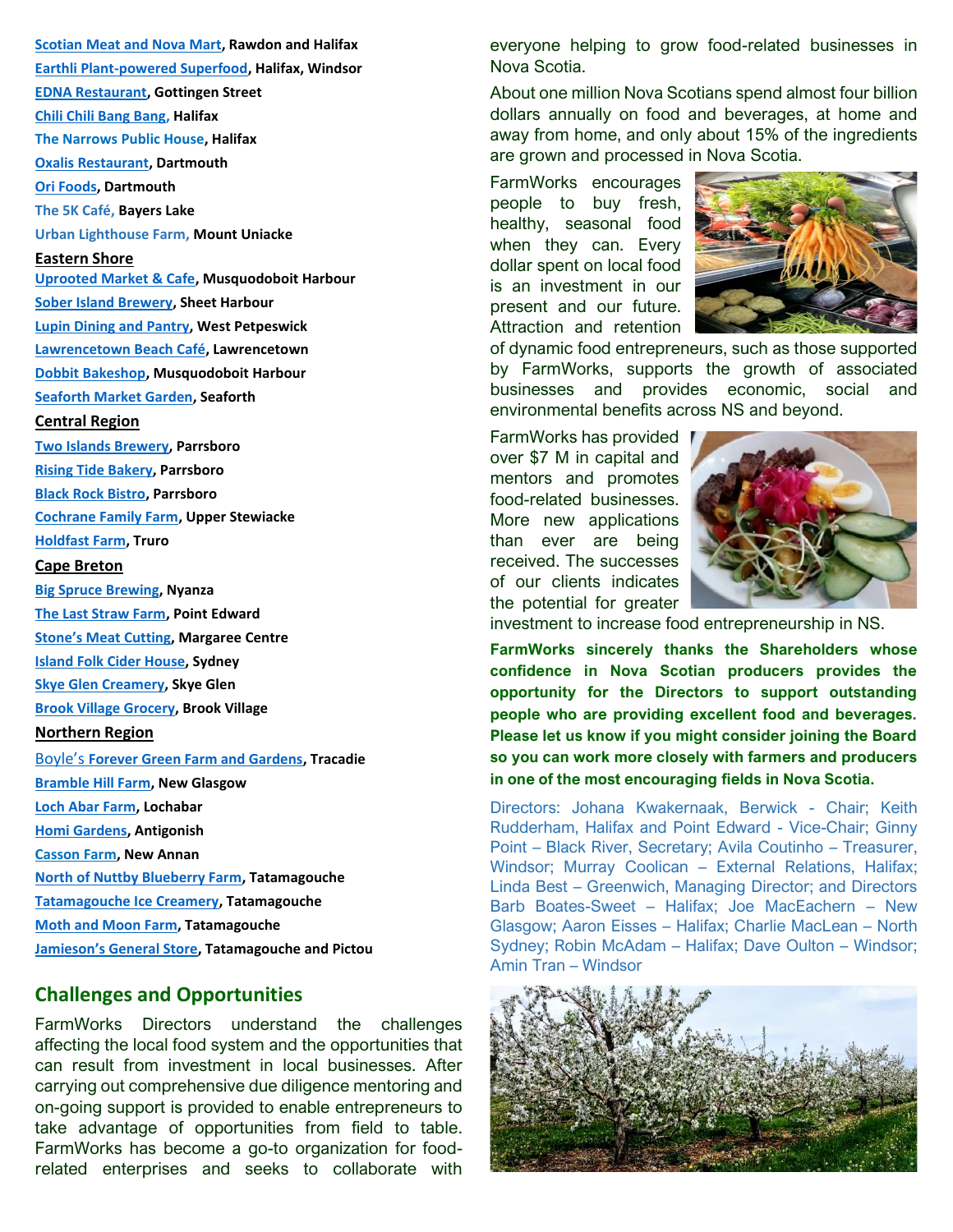Scotian Meat and Nova Mart, Rawdon and Halifax
Earthli Plant-powered Superfood, Halifax, Windsor
EDNA Restaurant, Gottingen Street
Chili Chili Bang Bang, Halifax
The Narrows Public House, Halifax
Oxalis Restaurant, Dartmouth
Ori Foods, Dartmouth
The 5K Café, Bayers Lake
Urban Lighthouse Farm, Mount Uniacke

**Eastern Shore**

Uprooted Market & Cafe, Musquodoboit Harbour
Sober Island Brewery, Sheet Harbour
Lupin Dining and Pantry, West Petpeswick
Lawrencetown Beach Café, Lawrencetown
Dobbit Bakeshop, Musquodoboit Harbour
Seaforth Market Garden, Seaforth

**Central Region**

Two Islands Brewery, Parrsboro
Rising Tide Bakery, Parrsboro
Black Rock Bistro, Parrsboro
Cochrane Family Farm, Upper Stewiacke
Holdfast Farm, Truro

**Cape Breton**

Big Spruce Brewing, Nyanza
The Last Straw Farm, Point Edward
Stone's Meat Cutting, Margaree Centre
Island Folk Cider House, Sydney
Skye Glen Creamery, Skye Glen
Brook Village Grocery, Brook Village

**Northern Region**

Boyle's Forever Green Farm and Gardens, Tracadie
Bramble Hill Farm, New Glasgow
Loch Abar Farm, Lochabar
Homi Gardens, Antigonish
Casson Farm, New Annan
North of Nuttby Blueberry Farm, Tatamagouche
Tatamagouche Ice Creamery, Tatamagouche
Moth and Moon Farm, Tatamagouche
Jamieson's General Store, Tatamagouche and Pictou

## Challenges and Opportunities

FarmWorks Directors understand the challenges affecting the local food system and the opportunities that can result from investment in local businesses. After carrying out comprehensive due diligence mentoring and on-going support is provided to enable entrepreneurs to take advantage of opportunities from field to table. FarmWorks has become a go-to organization for food-related enterprises and seeks to collaborate with everyone helping to grow food-related businesses in Nova Scotia.

About one million Nova Scotians spend almost four billion dollars annually on food and beverages, at home and away from home, and only about 15% of the ingredients are grown and processed in Nova Scotia.

FarmWorks encourages people to buy fresh, healthy, seasonal food when they can. Every dollar spent on local food is an investment in our present and our future. Attraction and retention of dynamic food entrepreneurs, such as those supported by FarmWorks, supports the growth of associated businesses and provides economic, social and environmental benefits across NS and beyond.

FarmWorks has provided over $7 M in capital and mentors and promotes food-related businesses. More new applications than ever are being received. The successes of our clients indicates the potential for greater investment to increase food entrepreneurship in NS.

**FarmWorks sincerely thanks the Shareholders whose confidence in Nova Scotian producers provides the opportunity for the Directors to support outstanding people who are providing excellent food and beverages. Please let us know if you might consider joining the Board so you can work more closely with farmers and producers in one of the most encouraging fields in Nova Scotia.**

Directors: Johana Kwakernaak, Berwick - Chair; Keith Rudderham, Halifax and Point Edward - Vice-Chair; Ginny Point – Black River, Secretary; Avila Coutinho – Treasurer, Windsor; Murray Coolican – External Relations, Halifax; Linda Best – Greenwich, Managing Director; and Directors Barb Boates-Sweet – Halifax; Joe MacEachern – New Glasgow; Aaron Eisses – Halifax; Charlie MacLean – North Sydney; Robin McAdam – Halifax; Dave Oulton – Windsor; Amin Tran – Windsor